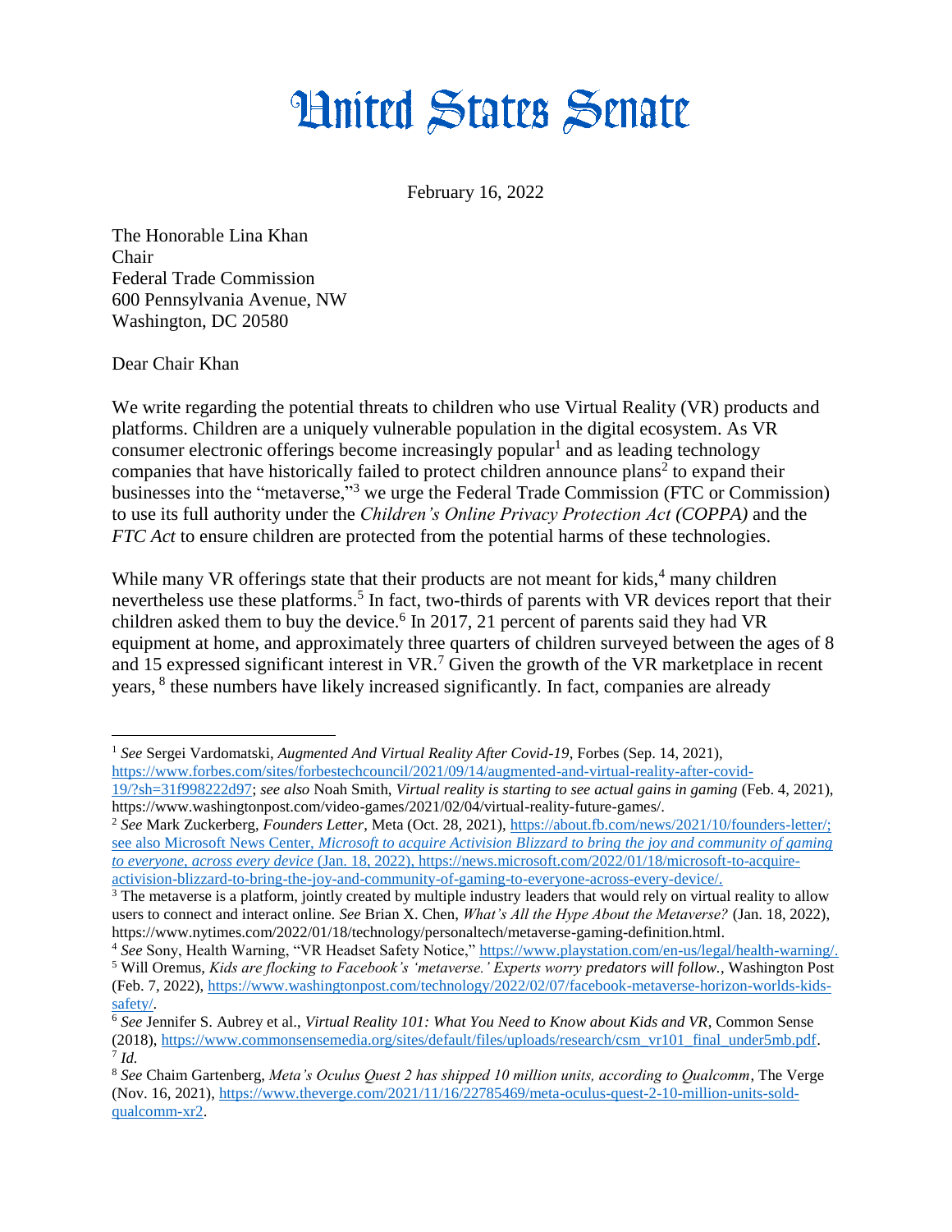# United States Senate

February 16, 2022

The Honorable Lina Khan
Chair
Federal Trade Commission
600 Pennsylvania Avenue, NW
Washington, DC 20580

Dear Chair Khan

We write regarding the potential threats to children who use Virtual Reality (VR) products and platforms. Children are a uniquely vulnerable population in the digital ecosystem. As VR consumer electronic offerings become increasingly popular[1] and as leading technology companies that have historically failed to protect children announce plans[2] to expand their businesses into the "metaverse,"[3] we urge the Federal Trade Commission (FTC or Commission) to use its full authority under the *Children's Online Privacy Protection Act (COPPA)* and the *FTC Act* to ensure children are protected from the potential harms of these technologies.

While many VR offerings state that their products are not meant for kids,[4] many children nevertheless use these platforms.[5] In fact, two-thirds of parents with VR devices report that their children asked them to buy the device.[6] In 2017, 21 percent of parents said they had VR equipment at home, and approximately three quarters of children surveyed between the ages of 8 and 15 expressed significant interest in VR.[7] Given the growth of the VR marketplace in recent years, [8] these numbers have likely increased significantly. In fact, companies are already

---

[1] *See* Sergei Vardomatski, *Augmented And Virtual Reality After Covid-19*, Forbes (Sep. 14, 2021), https://www.forbes.com/sites/forbestechcouncil/2021/09/14/augmented-and-virtual-reality-after-covid-19/?sh=31f998222d97; *see also* Noah Smith, *Virtual reality is starting to see actual gains in gaming* (Feb. 4, 2021), https://www.washingtonpost.com/video-games/2021/02/04/virtual-reality-future-games/.

[2] *See* Mark Zuckerberg, *Founders Letter*, Meta (Oct. 28, 2021), https://about.fb.com/news/2021/10/founders-letter/; see also Microsoft News Center, *Microsoft to acquire Activision Blizzard to bring the joy and community of gaming to everyone, across every device* (Jan. 18, 2022), https://news.microsoft.com/2022/01/18/microsoft-to-acquire-activision-blizzard-to-bring-the-joy-and-community-of-gaming-to-everyone-across-every-device/.

[3] The metaverse is a platform, jointly created by multiple industry leaders that would rely on virtual reality to allow users to connect and interact online. *See* Brian X. Chen, *What's All the Hype About the Metaverse?* (Jan. 18, 2022), https://www.nytimes.com/2022/01/18/technology/personaltech/metaverse-gaming-definition.html.

[4] *See* Sony, Health Warning, "VR Headset Safety Notice," https://www.playstation.com/en-us/legal/health-warning/.

[5] Will Oremus, *Kids are flocking to Facebook's 'metaverse.' Experts worry predators will follow.*, Washington Post (Feb. 7, 2022), https://www.washingtonpost.com/technology/2022/02/07/facebook-metaverse-horizon-worlds-kids-safety/.

[6] *See* Jennifer S. Aubrey et al., *Virtual Reality 101: What You Need to Know about Kids and VR*, Common Sense (2018), https://www.commonsensemedia.org/sites/default/files/uploads/research/csm_vr101_final_under5mb.pdf.

[7] *Id.*

[8] *See* Chaim Gartenberg, *Meta's Oculus Quest 2 has shipped 10 million units, according to Qualcomm*, The Verge (Nov. 16, 2021), https://www.theverge.com/2021/11/16/22785469/meta-oculus-quest-2-10-million-units-sold-qualcomm-xr2.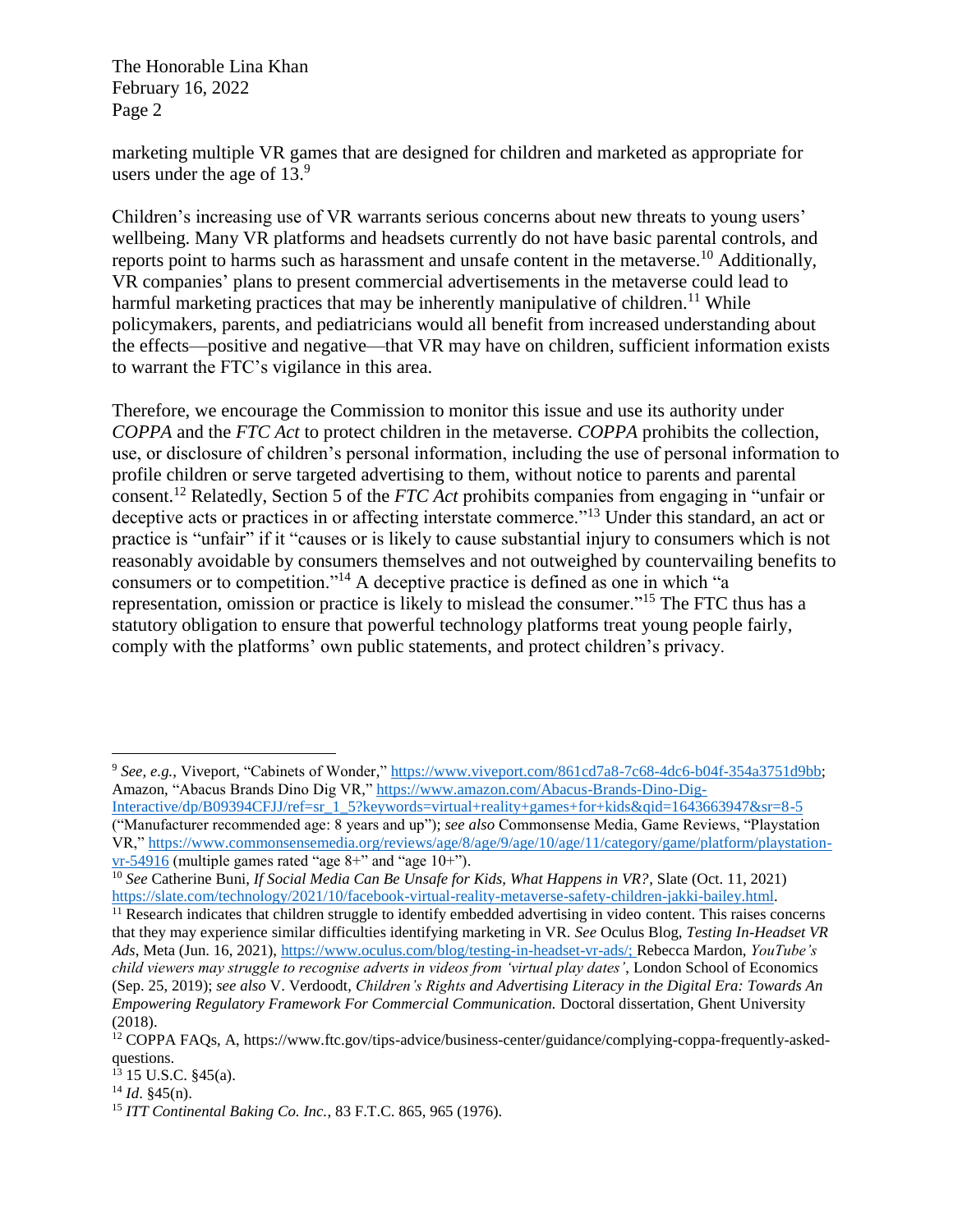marketing multiple VR games that are designed for children and marketed as appropriate for users under the age of 13.[9]

Children's increasing use of VR warrants serious concerns about new threats to young users' wellbeing. Many VR platforms and headsets currently do not have basic parental controls, and reports point to harms such as harassment and unsafe content in the metaverse.[10] Additionally, VR companies' plans to present commercial advertisements in the metaverse could lead to harmful marketing practices that may be inherently manipulative of children.[11] While policymakers, parents, and pediatricians would all benefit from increased understanding about the effects—positive and negative—that VR may have on children, sufficient information exists to warrant the FTC's vigilance in this area.

Therefore, we encourage the Commission to monitor this issue and use its authority under *COPPA* and the *FTC Act* to protect children in the metaverse. *COPPA* prohibits the collection, use, or disclosure of children's personal information, including the use of personal information to profile children or serve targeted advertising to them, without notice to parents and parental consent.[12] Relatedly, Section 5 of the *FTC Act* prohibits companies from engaging in "unfair or deceptive acts or practices in or affecting interstate commerce."[13] Under this standard, an act or practice is "unfair" if it "causes or is likely to cause substantial injury to consumers which is not reasonably avoidable by consumers themselves and not outweighed by countervailing benefits to consumers or to competition."[14] A deceptive practice is defined as one in which "a representation, omission or practice is likely to mislead the consumer."[15] The FTC thus has a statutory obligation to ensure that powerful technology platforms treat young people fairly, comply with the platforms' own public statements, and protect children's privacy.

---

[9] *See, e.g.*, Viveport, "Cabinets of Wonder," https://www.viveport.com/861cd7a8-7c68-4dc6-b04f-354a3751d9bb; Amazon, "Abacus Brands Dino Dig VR," https://www.amazon.com/Abacus-Brands-Dino-Dig-Interactive/dp/B09394CFJJ/ref=sr_1_5?keywords=virtual+reality+games+for+kids&qid=1643663947&sr=8-5 ("Manufacturer recommended age: 8 years and up"); *see also* Commonsense Media, Game Reviews, "Playstation VR," https://www.commonsensemedia.org/reviews/age/8/age/9/age/10/age/11/category/game/platform/playstation-vr-54916 (multiple games rated "age 8+" and "age 10+").

[10] *See* Catherine Buni, *If Social Media Can Be Unsafe for Kids, What Happens in VR?*, Slate (Oct. 11, 2021) https://slate.com/technology/2021/10/facebook-virtual-reality-metaverse-safety-children-jakki-bailey.html.

[11] Research indicates that children struggle to identify embedded advertising in video content. This raises concerns that they may experience similar difficulties identifying marketing in VR. *See* Oculus Blog, *Testing In-Headset VR Ads*, Meta (Jun. 16, 2021), https://www.oculus.com/blog/testing-in-headset-vr-ads/; Rebecca Mardon, *YouTube's child viewers may struggle to recognise adverts in videos from 'virtual play dates'*, London School of Economics (Sep. 25, 2019); *see also* V. Verdoodt, *Children's Rights and Advertising Literacy in the Digital Era: Towards An Empowering Regulatory Framework For Commercial Communication.* Doctoral dissertation, Ghent University (2018).

[12] COPPA FAQs, A, https://www.ftc.gov/tips-advice/business-center/guidance/complying-coppa-frequently-asked-questions.

[13] 15 U.S.C. §45(a).

[14] *Id*. §45(n).

[15] *ITT Continental Baking Co. Inc.*, 83 F.T.C. 865, 965 (1976).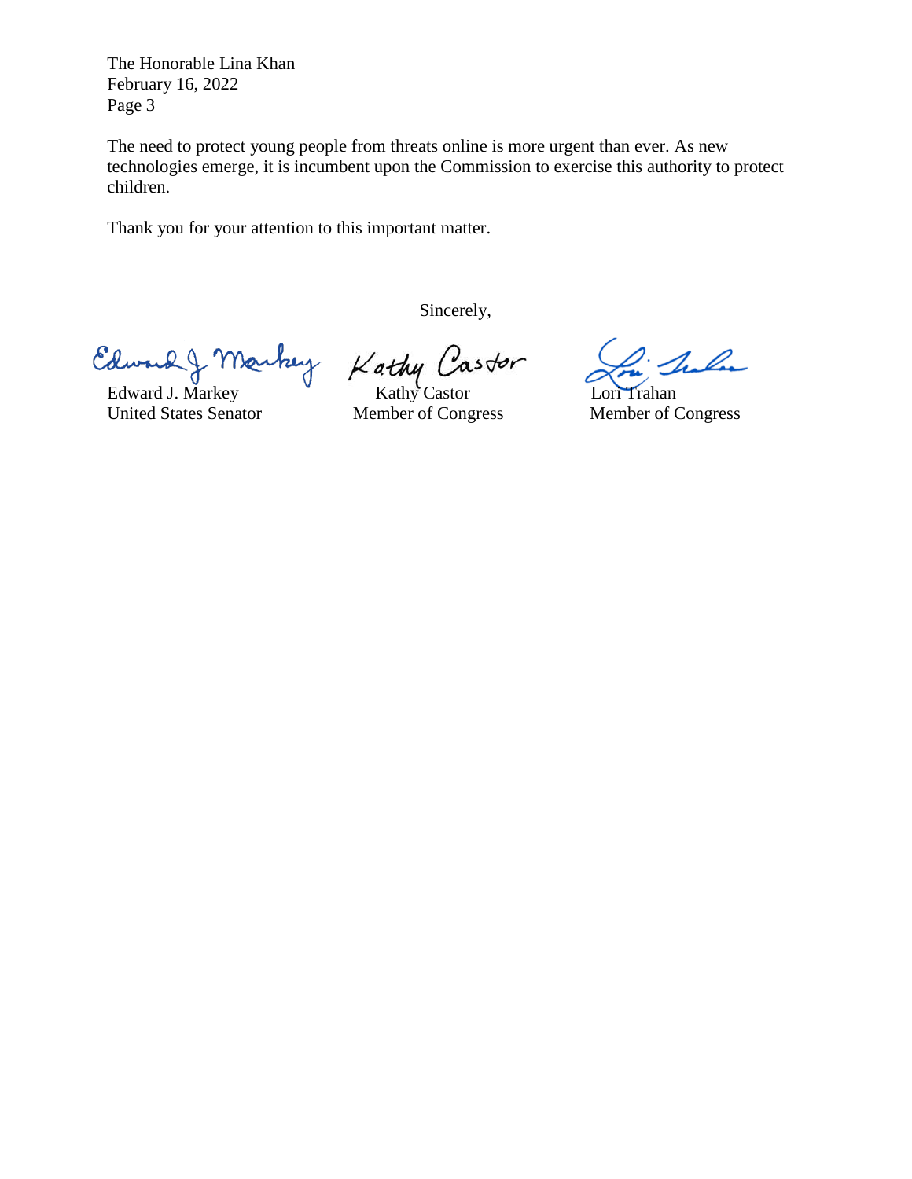The need to protect young people from threats online is more urgent than ever. As new technologies emerge, it is incumbent upon the Commission to exercise this authority to protect children.

Thank you for your attention to this important matter.

Sincerely,

| | | |
|---|---|---|
| Edward J. Markey | Kathy Castor | Lori Trahan |
| United States Senator | Member of Congress | Member of Congress |